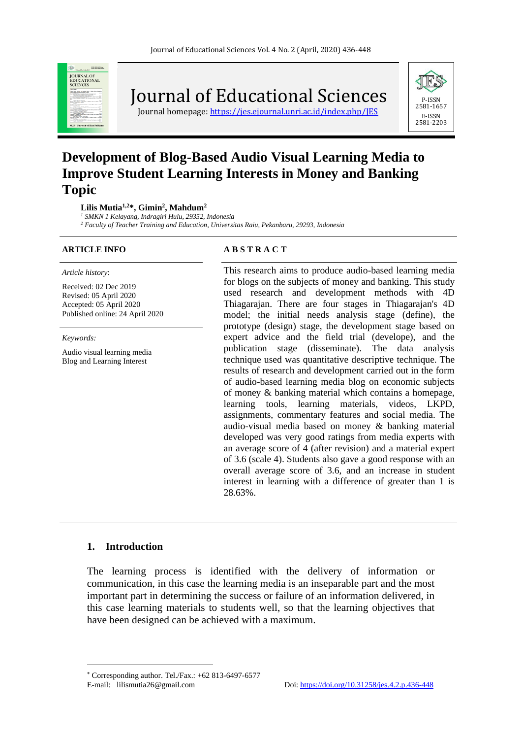Journal of Educational Sciences

Journal homepage: https://jes.ejournal.unri.ac.id/index.php/JES

P-ISSN 2581-1657
E-ISSN 2581-2203

# Development of Blog-Based Audio Visual Learning Media to Improve Student Learning Interests in Money and Banking Topic

**Lilis Mutia[1,2]*, Gimin[2], Mahdum[2]**

[1] *SMKN 1 Kelayang, Indragiri Hulu, 29352, Indonesia*
[2] *Faculty of Teacher Training and Education, Universitas Raiu, Pekanbaru, 29293, Indonesia*

**ARTICLE INFO**

*Article history*:

Received: 02 Dec 2019
Revised: 05 April 2020
Accepted: 05 April 2020
Published online: 24 April 2020

*Keywords:*

Audio visual learning media
Blog and Learning Interest

**A B S T R A C T**

This research aims to produce audio-based learning media for blogs on the subjects of money and banking. This study used research and development methods with 4D Thiagarajan. There are four stages in Thiagarajan's 4D model; the initial needs analysis stage (define), the prototype (design) stage, the development stage based on expert advice and the field trial (develope), and the publication stage (disseminate). The data analysis technique used was quantitative descriptive technique. The results of research and development carried out in the form of audio-based learning media blog on economic subjects of money & banking material which contains a homepage, learning tools, learning materials, videos, LKPD, assignments, commentary features and social media. The audio-visual media based on money & banking material developed was very good ratings from media experts with an average score of 4 (after revision) and a material expert of 3.6 (scale 4). Students also gave a good response with an overall average score of 3.6, and an increase in student interest in learning with a difference of greater than 1 is 28.63%.

## 1. Introduction

The learning process is identified with the delivery of information or communication, in this case the learning media is an inseparable part and the most important part in determining the success or failure of an information delivered, in this case learning materials to students well, so that the learning objectives that have been designed can be achieved with a maximum.

* Corresponding author. Tel./Fax.: +62 813-6497-6577
E-mail: lilismutia26@gmail.com

Doi: https://doi.org/10.31258/jes.4.2.p.436-448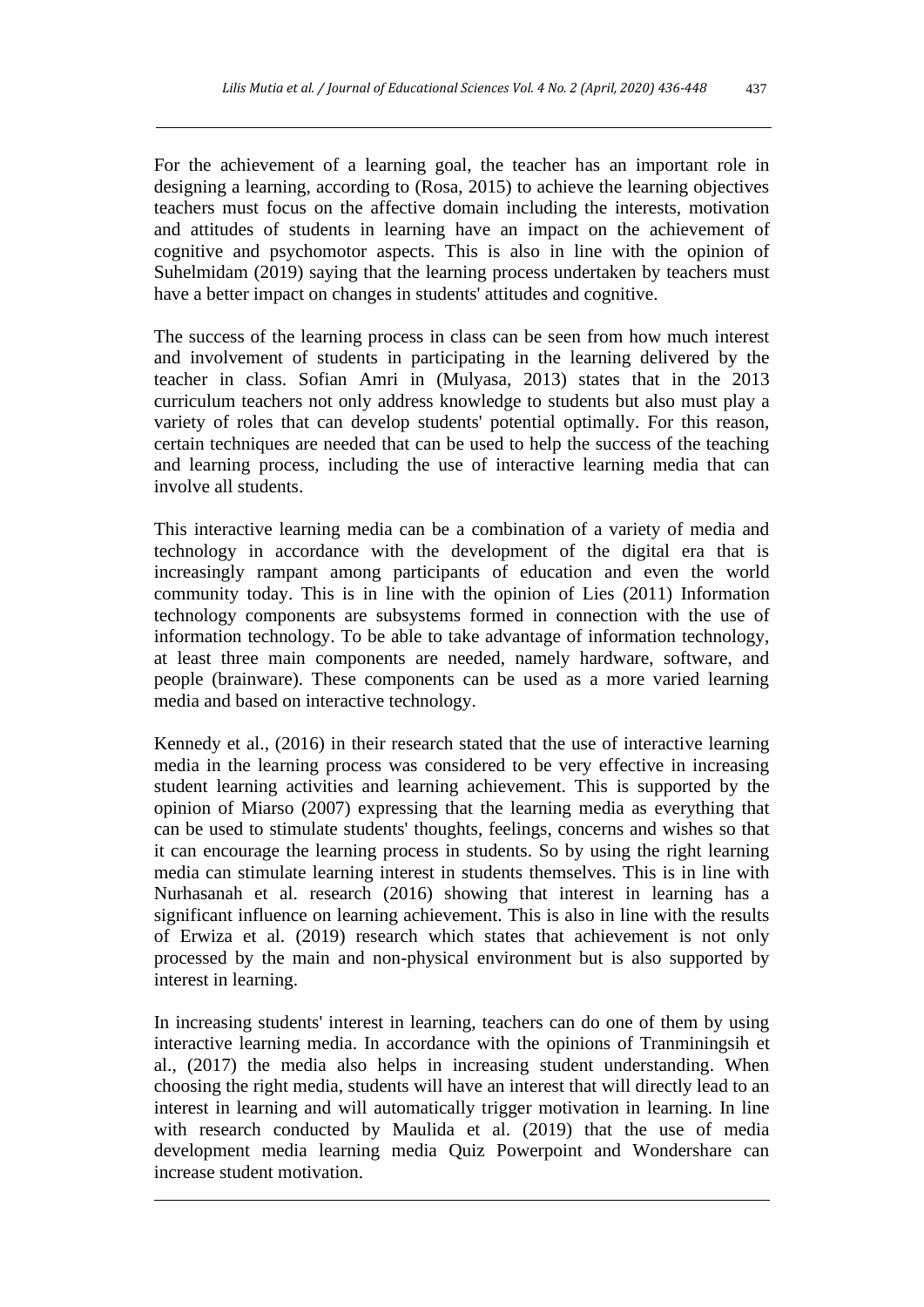For the achievement of a learning goal, the teacher has an important role in designing a learning, according to (Rosa, 2015) to achieve the learning objectives teachers must focus on the affective domain including the interests, motivation and attitudes of students in learning have an impact on the achievement of cognitive and psychomotor aspects. This is also in line with the opinion of Suhelmidam (2019) saying that the learning process undertaken by teachers must have a better impact on changes in students' attitudes and cognitive.

The success of the learning process in class can be seen from how much interest and involvement of students in participating in the learning delivered by the teacher in class. Sofian Amri in (Mulyasa, 2013) states that in the 2013 curriculum teachers not only address knowledge to students but also must play a variety of roles that can develop students' potential optimally. For this reason, certain techniques are needed that can be used to help the success of the teaching and learning process, including the use of interactive learning media that can involve all students.

This interactive learning media can be a combination of a variety of media and technology in accordance with the development of the digital era that is increasingly rampant among participants of education and even the world community today. This is in line with the opinion of Lies (2011) Information technology components are subsystems formed in connection with the use of information technology. To be able to take advantage of information technology, at least three main components are needed, namely hardware, software, and people (brainware). These components can be used as a more varied learning media and based on interactive technology.

Kennedy et al., (2016) in their research stated that the use of interactive learning media in the learning process was considered to be very effective in increasing student learning activities and learning achievement. This is supported by the opinion of Miarso (2007) expressing that the learning media as everything that can be used to stimulate students' thoughts, feelings, concerns and wishes so that it can encourage the learning process in students. So by using the right learning media can stimulate learning interest in students themselves. This is in line with Nurhasanah et al. research (2016) showing that interest in learning has a significant influence on learning achievement. This is also in line with the results of Erwiza et al. (2019) research which states that achievement is not only processed by the main and non-physical environment but is also supported by interest in learning.

In increasing students' interest in learning, teachers can do one of them by using interactive learning media. In accordance with the opinions of Tranminingsih et al., (2017) the media also helps in increasing student understanding. When choosing the right media, students will have an interest that will directly lead to an interest in learning and will automatically trigger motivation in learning. In line with research conducted by Maulida et al. (2019) that the use of media development media learning media Quiz Powerpoint and Wondershare can increase student motivation.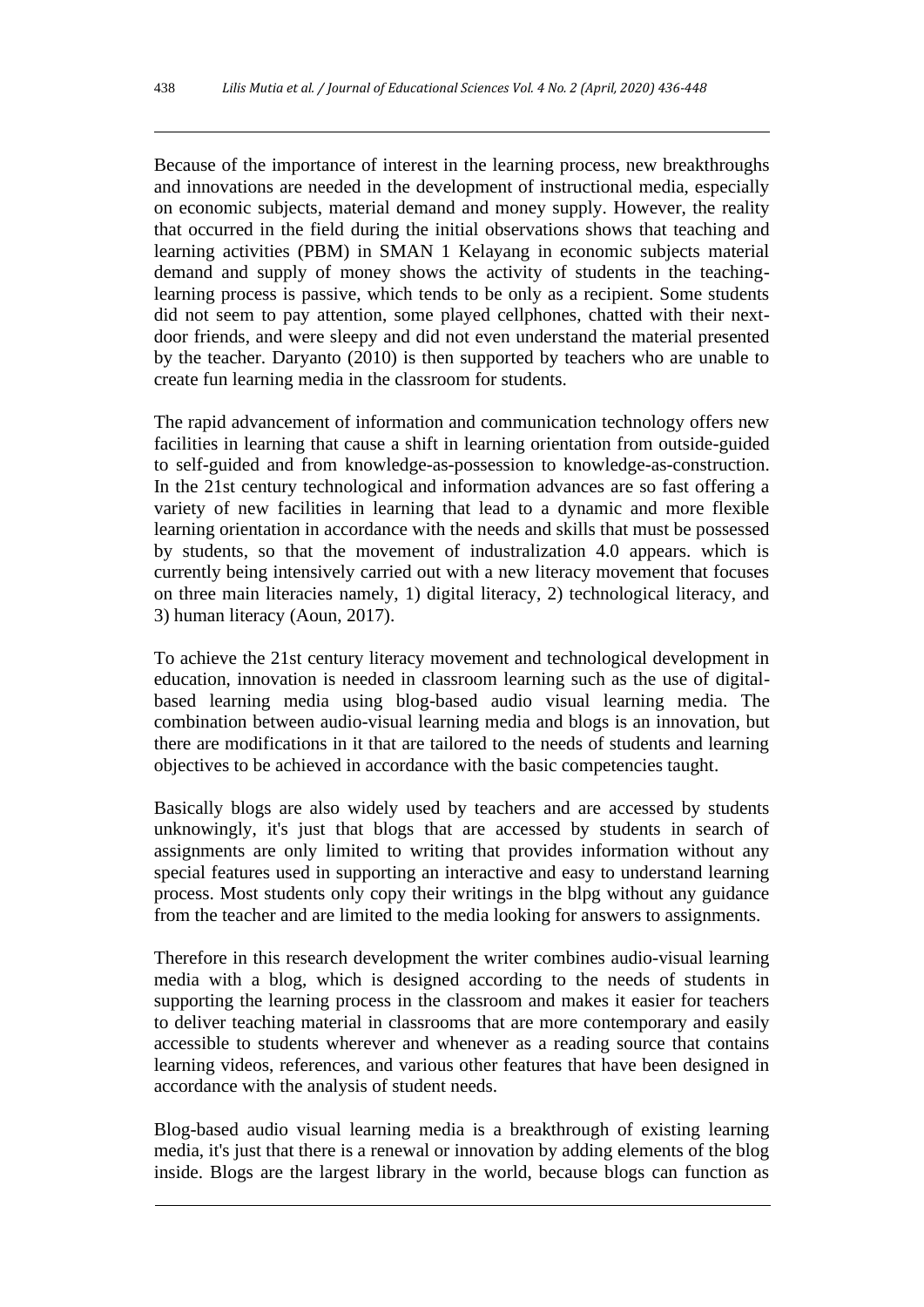Because of the importance of interest in the learning process, new breakthroughs and innovations are needed in the development of instructional media, especially on economic subjects, material demand and money supply. However, the reality that occurred in the field during the initial observations shows that teaching and learning activities (PBM) in SMAN 1 Kelayang in economic subjects material demand and supply of money shows the activity of students in the teaching-learning process is passive, which tends to be only as a recipient. Some students did not seem to pay attention, some played cellphones, chatted with their next-door friends, and were sleepy and did not even understand the material presented by the teacher. Daryanto (2010) is then supported by teachers who are unable to create fun learning media in the classroom for students.

The rapid advancement of information and communication technology offers new facilities in learning that cause a shift in learning orientation from outside-guided to self-guided and from knowledge-as-possession to knowledge-as-construction. In the 21st century technological and information advances are so fast offering a variety of new facilities in learning that lead to a dynamic and more flexible learning orientation in accordance with the needs and skills that must be possessed by students, so that the movement of industralization 4.0 appears. which is currently being intensively carried out with a new literacy movement that focuses on three main literacies namely, 1) digital literacy, 2) technological literacy, and 3) human literacy (Aoun, 2017).

To achieve the 21st century literacy movement and technological development in education, innovation is needed in classroom learning such as the use of digital-based learning media using blog-based audio visual learning media. The combination between audio-visual learning media and blogs is an innovation, but there are modifications in it that are tailored to the needs of students and learning objectives to be achieved in accordance with the basic competencies taught.

Basically blogs are also widely used by teachers and are accessed by students unknowingly, it's just that blogs that are accessed by students in search of assignments are only limited to writing that provides information without any special features used in supporting an interactive and easy to understand learning process. Most students only copy their writings in the blpg without any guidance from the teacher and are limited to the media looking for answers to assignments.

Therefore in this research development the writer combines audio-visual learning media with a blog, which is designed according to the needs of students in supporting the learning process in the classroom and makes it easier for teachers to deliver teaching material in classrooms that are more contemporary and easily accessible to students wherever and whenever as a reading source that contains learning videos, references, and various other features that have been designed in accordance with the analysis of student needs.

Blog-based audio visual learning media is a breakthrough of existing learning media, it's just that there is a renewal or innovation by adding elements of the blog inside. Blogs are the largest library in the world, because blogs can function as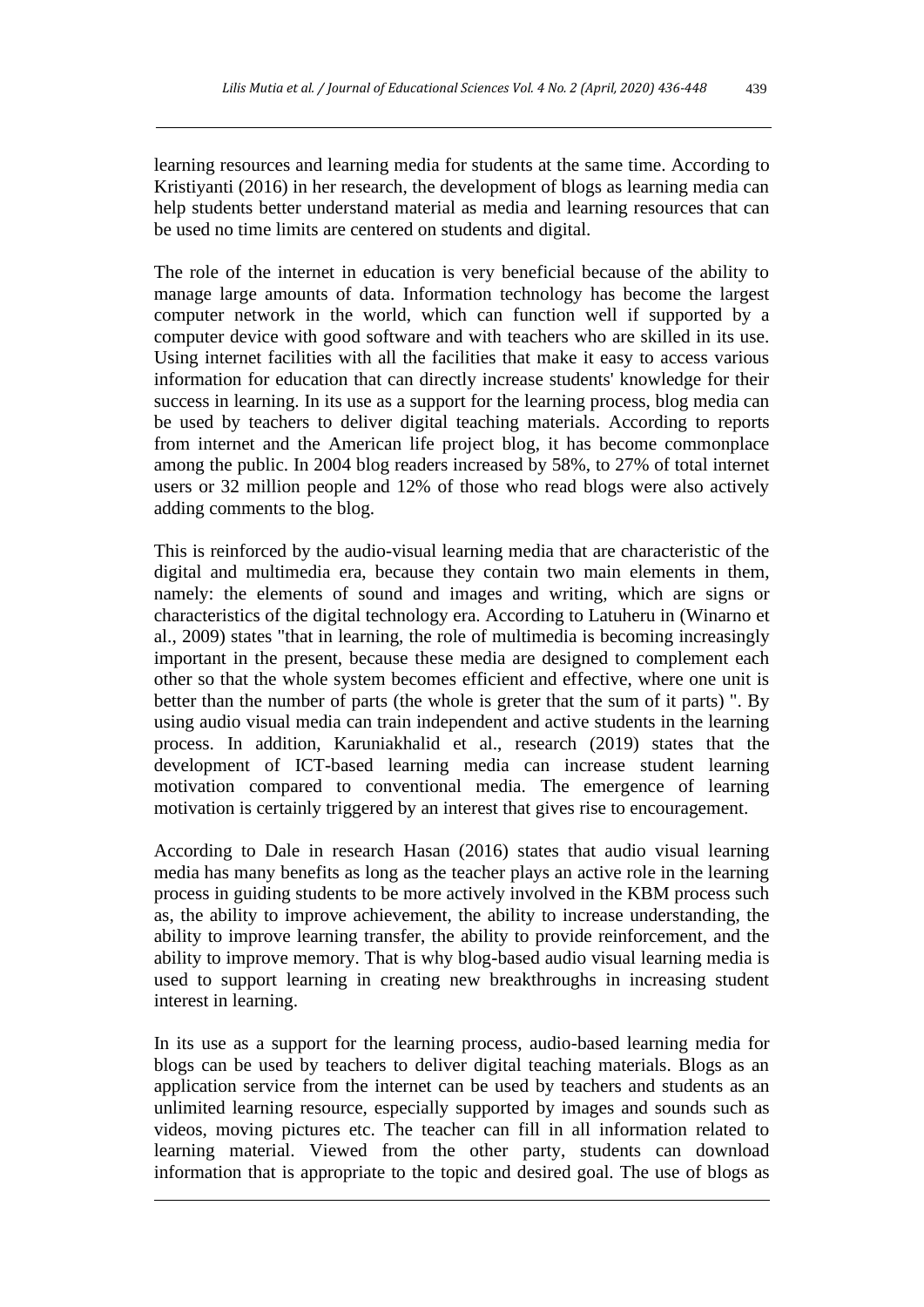learning resources and learning media for students at the same time. According to Kristiyanti (2016) in her research, the development of blogs as learning media can help students better understand material as media and learning resources that can be used no time limits are centered on students and digital.

The role of the internet in education is very beneficial because of the ability to manage large amounts of data. Information technology has become the largest computer network in the world, which can function well if supported by a computer device with good software and with teachers who are skilled in its use. Using internet facilities with all the facilities that make it easy to access various information for education that can directly increase students' knowledge for their success in learning. In its use as a support for the learning process, blog media can be used by teachers to deliver digital teaching materials. According to reports from internet and the American life project blog, it has become commonplace among the public. In 2004 blog readers increased by 58%, to 27% of total internet users or 32 million people and 12% of those who read blogs were also actively adding comments to the blog.

This is reinforced by the audio-visual learning media that are characteristic of the digital and multimedia era, because they contain two main elements in them, namely: the elements of sound and images and writing, which are signs or characteristics of the digital technology era. According to Latuheru in (Winarno et al., 2009) states "that in learning, the role of multimedia is becoming increasingly important in the present, because these media are designed to complement each other so that the whole system becomes efficient and effective, where one unit is better than the number of parts (the whole is greter that the sum of it parts) ". By using audio visual media can train independent and active students in the learning process. In addition, Karuniakhalid et al., research (2019) states that the development of ICT-based learning media can increase student learning motivation compared to conventional media. The emergence of learning motivation is certainly triggered by an interest that gives rise to encouragement.

According to Dale in research Hasan (2016) states that audio visual learning media has many benefits as long as the teacher plays an active role in the learning process in guiding students to be more actively involved in the KBM process such as, the ability to improve achievement, the ability to increase understanding, the ability to improve learning transfer, the ability to provide reinforcement, and the ability to improve memory. That is why blog-based audio visual learning media is used to support learning in creating new breakthroughs in increasing student interest in learning.

In its use as a support for the learning process, audio-based learning media for blogs can be used by teachers to deliver digital teaching materials. Blogs as an application service from the internet can be used by teachers and students as an unlimited learning resource, especially supported by images and sounds such as videos, moving pictures etc. The teacher can fill in all information related to learning material. Viewed from the other party, students can download information that is appropriate to the topic and desired goal. The use of blogs as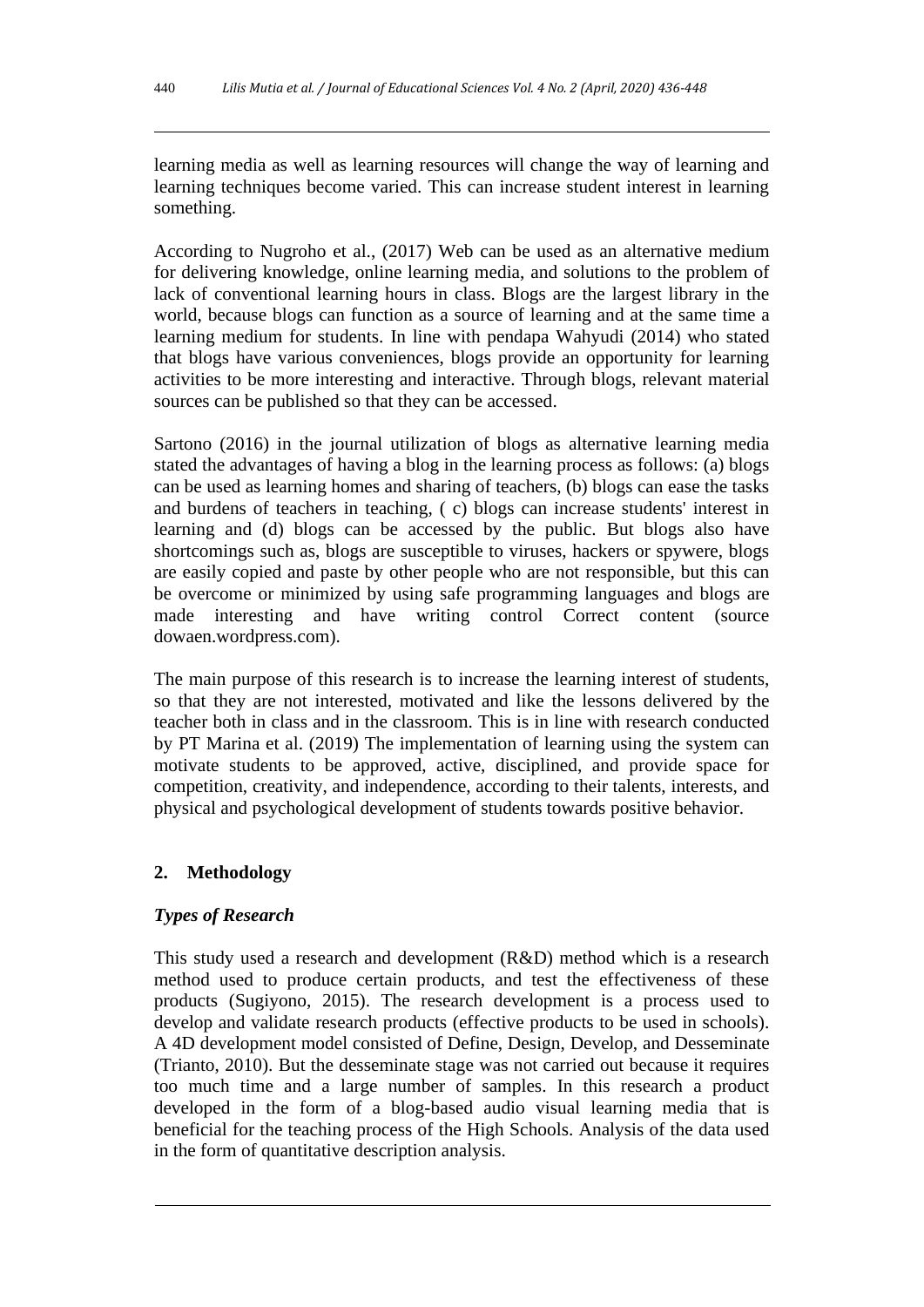learning media as well as learning resources will change the way of learning and learning techniques become varied. This can increase student interest in learning something.

According to Nugroho et al., (2017) Web can be used as an alternative medium for delivering knowledge, online learning media, and solutions to the problem of lack of conventional learning hours in class. Blogs are the largest library in the world, because blogs can function as a source of learning and at the same time a learning medium for students. In line with pendapa Wahyudi (2014) who stated that blogs have various conveniences, blogs provide an opportunity for learning activities to be more interesting and interactive. Through blogs, relevant material sources can be published so that they can be accessed.

Sartono (2016) in the journal utilization of blogs as alternative learning media stated the advantages of having a blog in the learning process as follows: (a) blogs can be used as learning homes and sharing of teachers, (b) blogs can ease the tasks and burdens of teachers in teaching, ( c) blogs can increase students' interest in learning and (d) blogs can be accessed by the public. But blogs also have shortcomings such as, blogs are susceptible to viruses, hackers or spywere, blogs are easily copied and paste by other people who are not responsible, but this can be overcome or minimized by using safe programming languages and blogs are made interesting and have writing control Correct content (source dowaen.wordpress.com).

The main purpose of this research is to increase the learning interest of students, so that they are not interested, motivated and like the lessons delivered by the teacher both in class and in the classroom. This is in line with research conducted by PT Marina et al. (2019) The implementation of learning using the system can motivate students to be approved, active, disciplined, and provide space for competition, creativity, and independence, according to their talents, interests, and physical and psychological development of students towards positive behavior.

## 2. Methodology

### *Types of Research*

This study used a research and development (R&D) method which is a research method used to produce certain products, and test the effectiveness of these products (Sugiyono, 2015). The research development is a process used to develop and validate research products (effective products to be used in schools). A 4D development model consisted of Define, Design, Develop, and Desseminate (Trianto, 2010). But the desseminate stage was not carried out because it requires too much time and a large number of samples. In this research a product developed in the form of a blog-based audio visual learning media that is beneficial for the teaching process of the High Schools. Analysis of the data used in the form of quantitative description analysis.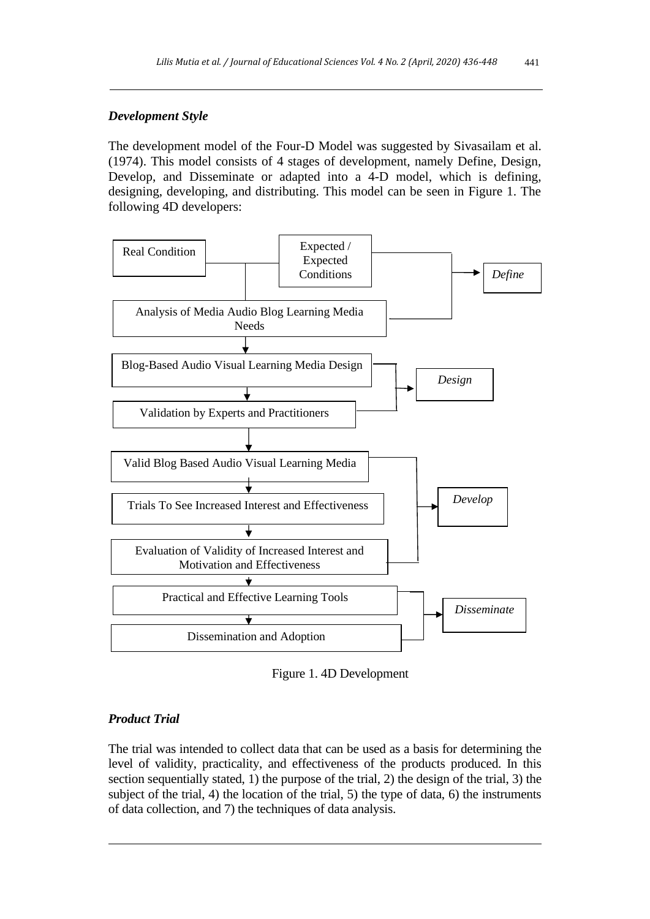### *Development Style*

The development model of the Four-D Model was suggested by Sivasailam et al. (1974). This model consists of 4 stages of development, namely Define, Design, Develop, and Disseminate or adapted into a 4-D model, which is defining, designing, developing, and distributing. This model can be seen in Figure 1. The following 4D developers:

Real Condition

Expected / Expected Conditions

Analysis of Media Audio Blog Learning Media Needs

→ *Define*

Blog-Based Audio Visual Learning Media Design

Validation by Experts and Practitioners

→ *Design*

Valid Blog Based Audio Visual Learning Media

Trials To See Increased Interest and Effectiveness

Evaluation of Validity of Increased Interest and Motivation and Effectiveness

→ *Develop*

Practical and Effective Learning Tools

Dissemination and Adoption

→ *Disseminate*

Figure 1. 4D Development

### *Product Trial*

The trial was intended to collect data that can be used as a basis for determining the level of validity, practicality, and effectiveness of the products produced. In this section sequentially stated, 1) the purpose of the trial, 2) the design of the trial, 3) the subject of the trial, 4) the location of the trial, 5) the type of data, 6) the instruments of data collection, and 7) the techniques of data analysis.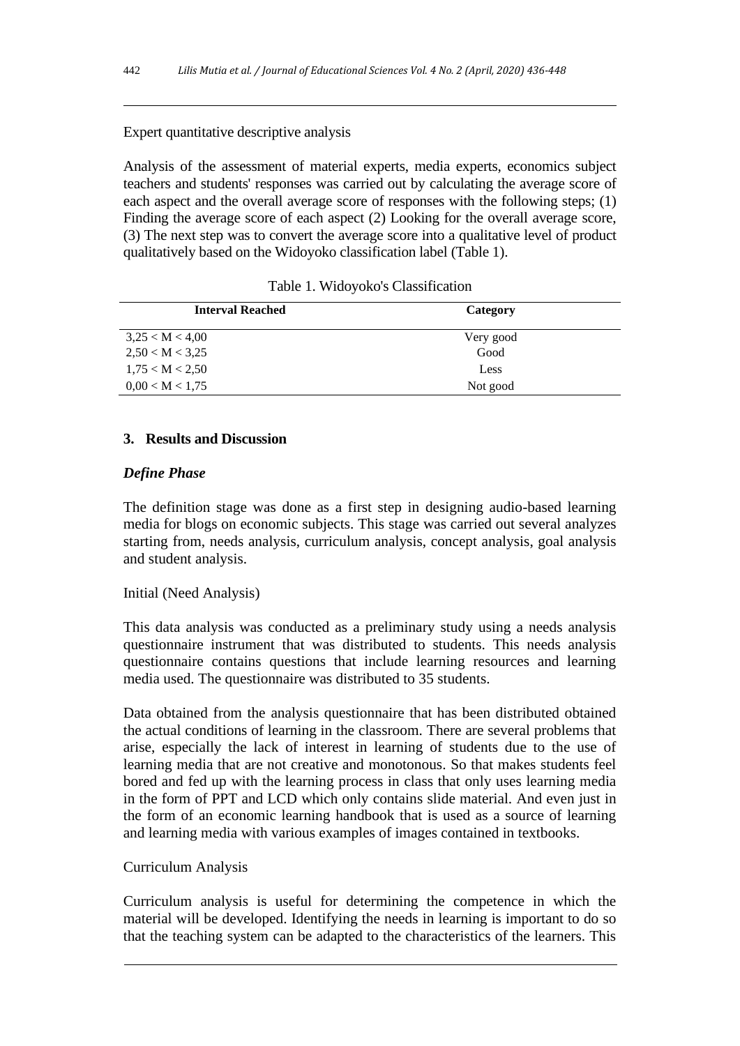Expert quantitative descriptive analysis

Analysis of the assessment of material experts, media experts, economics subject teachers and students' responses was carried out by calculating the average score of each aspect and the overall average score of responses with the following steps; (1) Finding the average score of each aspect (2) Looking for the overall average score, (3) The next step was to convert the average score into a qualitative level of product qualitatively based on the Widoyoko classification label (Table 1).

Table 1. Widoyoko's Classification

| Interval Reached | Category |
|---|---|
| 3,25 < M < 4,00 | Very good |
| 2,50 < M < 3,25 | Good |
| 1,75 < M < 2,50 | Less |
| 0,00 < M < 1,75 | Not good |

## 3. Results and Discussion

### *Define Phase*

The definition stage was done as a first step in designing audio-based learning media for blogs on economic subjects. This stage was carried out several analyzes starting from, needs analysis, curriculum analysis, concept analysis, goal analysis and student analysis.

Initial (Need Analysis)

This data analysis was conducted as a preliminary study using a needs analysis questionnaire instrument that was distributed to students. This needs analysis questionnaire contains questions that include learning resources and learning media used. The questionnaire was distributed to 35 students.

Data obtained from the analysis questionnaire that has been distributed obtained the actual conditions of learning in the classroom. There are several problems that arise, especially the lack of interest in learning of students due to the use of learning media that are not creative and monotonous. So that makes students feel bored and fed up with the learning process in class that only uses learning media in the form of PPT and LCD which only contains slide material. And even just in the form of an economic learning handbook that is used as a source of learning and learning media with various examples of images contained in textbooks.

Curriculum Analysis

Curriculum analysis is useful for determining the competence in which the material will be developed. Identifying the needs in learning is important to do so that the teaching system can be adapted to the characteristics of the learners. This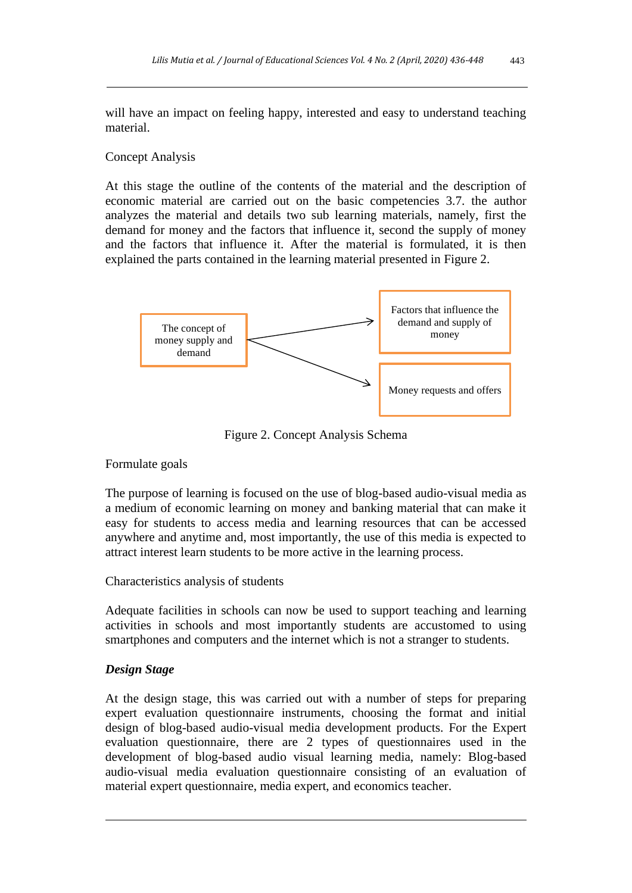will have an impact on feeling happy, interested and easy to understand teaching material.

Concept Analysis

At this stage the outline of the contents of the material and the description of economic material are carried out on the basic competencies 3.7. the author analyzes the material and details two sub learning materials, namely, first the demand for money and the factors that influence it, second the supply of money and the factors that influence it. After the material is formulated, it is then explained the parts contained in the learning material presented in Figure 2.

The concept of money supply and demand

Factors that influence the demand and supply of money

Money requests and offers

Figure 2. Concept Analysis Schema

Formulate goals

The purpose of learning is focused on the use of blog-based audio-visual media as a medium of economic learning on money and banking material that can make it easy for students to access media and learning resources that can be accessed anywhere and anytime and, most importantly, the use of this media is expected to attract interest learn students to be more active in the learning process.

Characteristics analysis of students

Adequate facilities in schools can now be used to support teaching and learning activities in schools and most importantly students are accustomed to using smartphones and computers and the internet which is not a stranger to students.

***Design Stage***

At the design stage, this was carried out with a number of steps for preparing expert evaluation questionnaire instruments, choosing the format and initial design of blog-based audio-visual media development products. For the Expert evaluation questionnaire, there are 2 types of questionnaires used in the development of blog-based audio visual learning media, namely: Blog-based audio-visual media evaluation questionnaire consisting of an evaluation of material expert questionnaire, media expert, and economics teacher.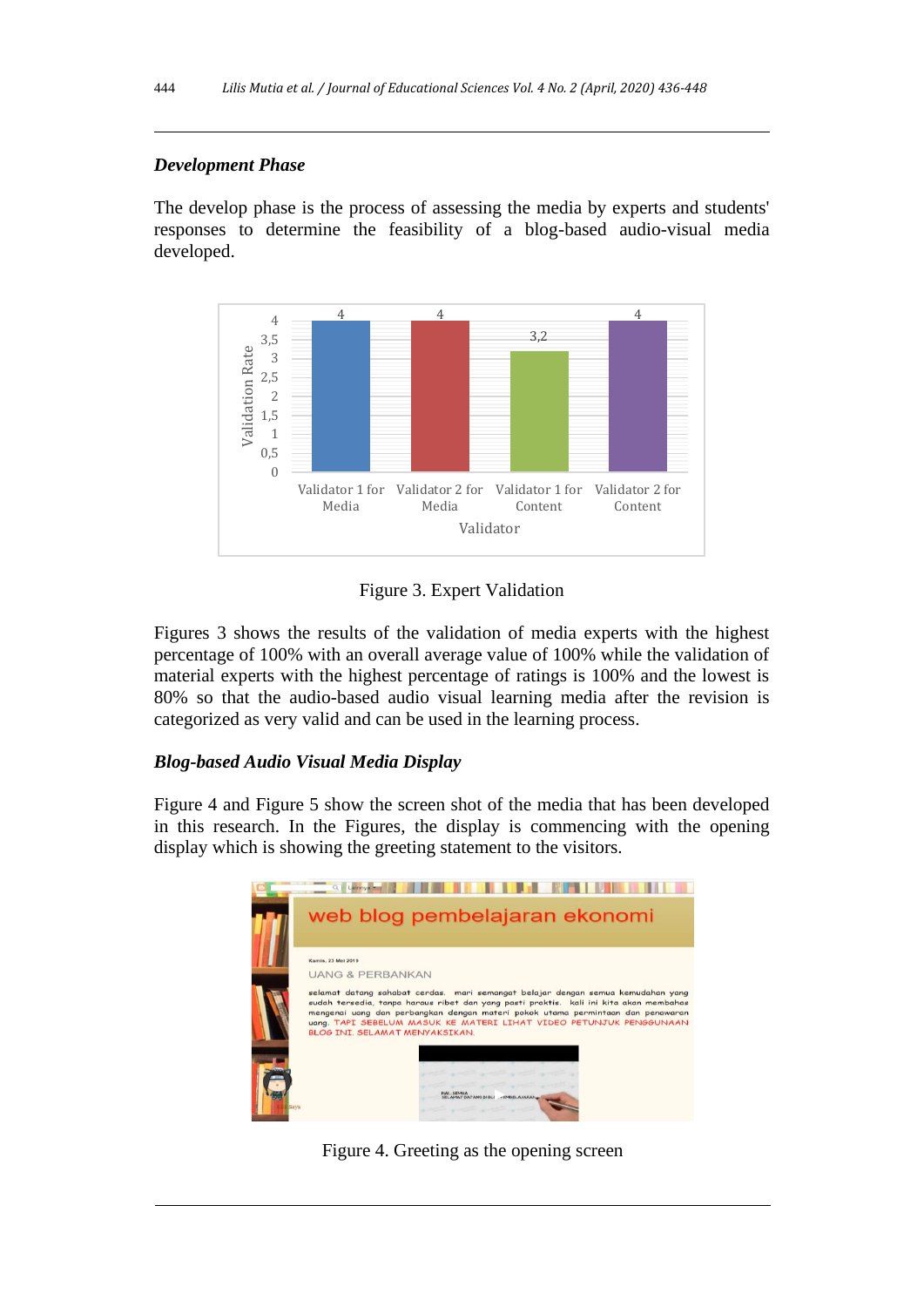***Development Phase***

The develop phase is the process of assessing the media by experts and students' responses to determine the feasibility of a blog-based audio-visual media developed.

Figure 3. Expert Validation

Figures 3 shows the results of the validation of media experts with the highest percentage of 100% with an overall average value of 100% while the validation of material experts with the highest percentage of ratings is 100% and the lowest is 80% so that the audio-based audio visual learning media after the revision is categorized as very valid and can be used in the learning process.

***Blog-based Audio Visual Media Display***

Figure 4 and Figure 5 show the screen shot of the media that has been developed in this research. In the Figures, the display is commencing with the opening display which is showing the greeting statement to the visitors.

Figure 4. Greeting as the opening screen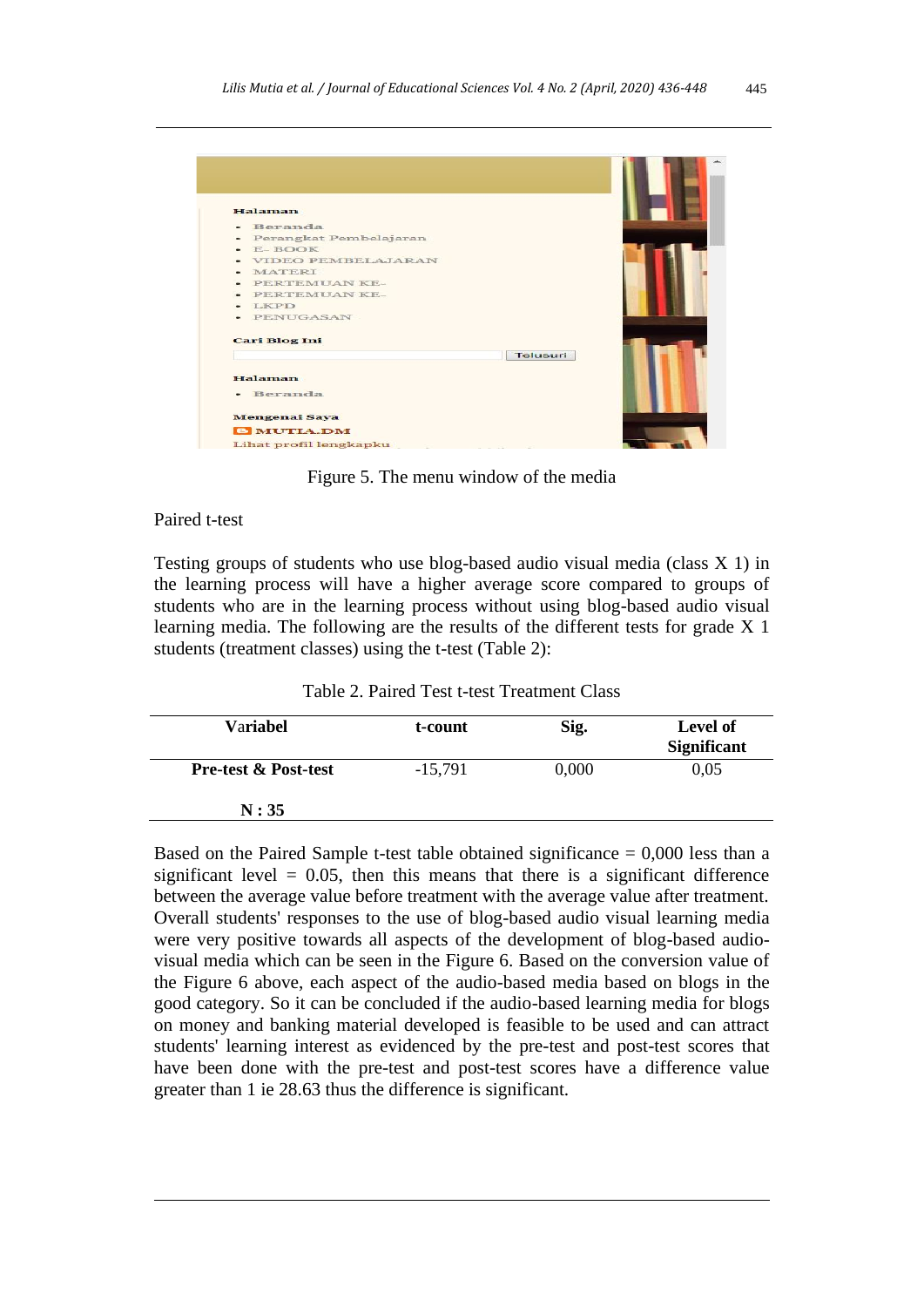Figure 5. The menu window of the media

Paired t-test

Testing groups of students who use blog-based audio visual media (class X 1) in the learning process will have a higher average score compared to groups of students who are in the learning process without using blog-based audio visual learning media. The following are the results of the different tests for grade X 1 students (treatment classes) using the t-test (Table 2):

Table 2. Paired Test t-test Treatment Class

| Variabel | t-count | Sig. | Level of Significant |
|---|---|---|---|
| **Pre-test & Post-test** | -15,791 | 0,000 | 0,05 |
| **N : 35** | | | |

Based on the Paired Sample t-test table obtained significance = 0,000 less than a significant level = 0.05, then this means that there is a significant difference between the average value before treatment with the average value after treatment. Overall students' responses to the use of blog-based audio visual learning media were very positive towards all aspects of the development of blog-based audio-visual media which can be seen in the Figure 6. Based on the conversion value of the Figure 6 above, each aspect of the audio-based media based on blogs in the good category. So it can be concluded if the audio-based learning media for blogs on money and banking material developed is feasible to be used and can attract students' learning interest as evidenced by the pre-test and post-test scores that have been done with the pre-test and post-test scores have a difference value greater than 1 ie 28.63 thus the difference is significant.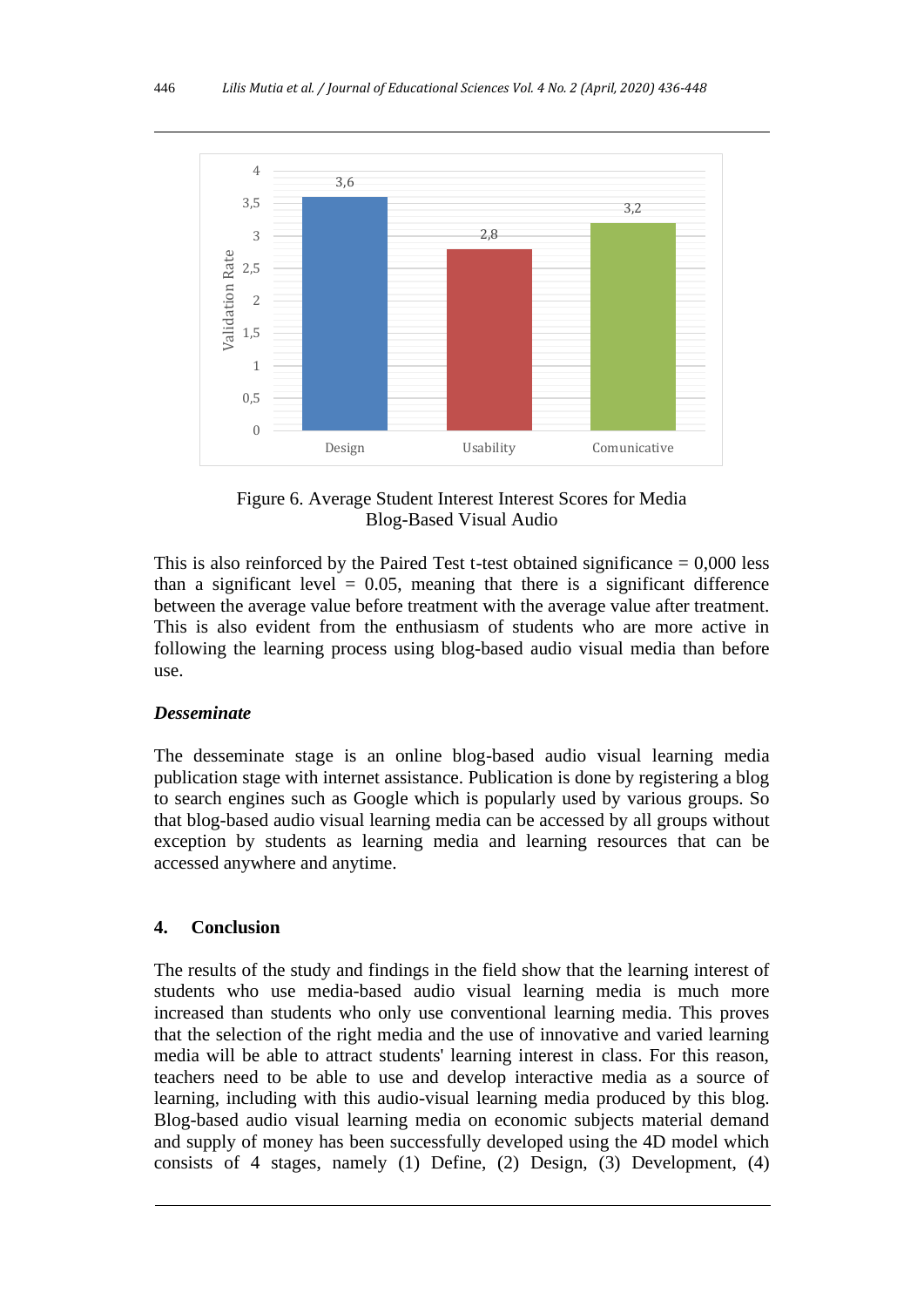Figure 6. Average Student Interest Interest Scores for Media Blog-Based Visual Audio

This is also reinforced by the Paired Test t-test obtained significance = 0,000 less than a significant level = 0.05, meaning that there is a significant difference between the average value before treatment with the average value after treatment. This is also evident from the enthusiasm of students who are more active in following the learning process using blog-based audio visual media than before use.

### *Desseminate*

The desseminate stage is an online blog-based audio visual learning media publication stage with internet assistance. Publication is done by registering a blog to search engines such as Google which is popularly used by various groups. So that blog-based audio visual learning media can be accessed by all groups without exception by students as learning media and learning resources that can be accessed anywhere and anytime.

## 4. Conclusion

The results of the study and findings in the field show that the learning interest of students who use media-based audio visual learning media is much more increased than students who only use conventional learning media. This proves that the selection of the right media and the use of innovative and varied learning media will be able to attract students' learning interest in class. For this reason, teachers need to be able to use and develop interactive media as a source of learning, including with this audio-visual learning media produced by this blog. Blog-based audio visual learning media on economic subjects material demand and supply of money has been successfully developed using the 4D model which consists of 4 stages, namely (1) Define, (2) Design, (3) Development, (4)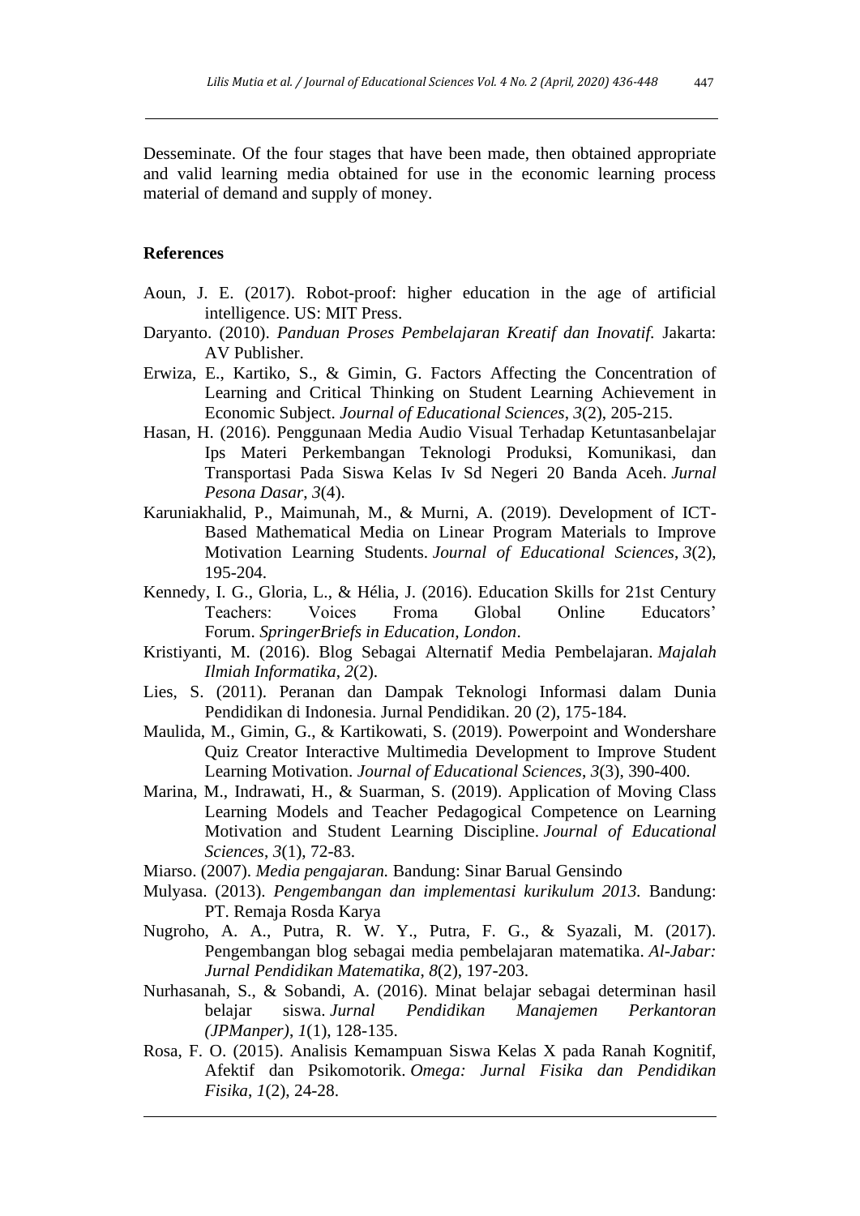Desseminate. Of the four stages that have been made, then obtained appropriate and valid learning media obtained for use in the economic learning process material of demand and supply of money.

## References

Aoun, J. E. (2017). Robot-proof: higher education in the age of artificial intelligence. US: MIT Press.

Daryanto. (2010). *Panduan Proses Pembelajaran Kreatif dan Inovatif.* Jakarta: AV Publisher.

Erwiza, E., Kartiko, S., & Gimin, G. Factors Affecting the Concentration of Learning and Critical Thinking on Student Learning Achievement in Economic Subject. *Journal of Educational Sciences*, *3*(2), 205-215.

Hasan, H. (2016). Penggunaan Media Audio Visual Terhadap Ketuntasanbelajar Ips Materi Perkembangan Teknologi Produksi, Komunikasi, dan Transportasi Pada Siswa Kelas Iv Sd Negeri 20 Banda Aceh. *Jurnal Pesona Dasar*, *3*(4).

Karuniakhalid, P., Maimunah, M., & Murni, A. (2019). Development of ICT-Based Mathematical Media on Linear Program Materials to Improve Motivation Learning Students. *Journal of Educational Sciences*, *3*(2), 195-204.

Kennedy, I. G., Gloria, L., & Hélia, J. (2016). Education Skills for 21st Century Teachers: Voices Froma Global Online Educators' Forum. *SpringerBriefs in Education, London*.

Kristiyanti, M. (2016). Blog Sebagai Alternatif Media Pembelajaran. *Majalah Ilmiah Informatika*, *2*(2).

Lies, S. (2011). Peranan dan Dampak Teknologi Informasi dalam Dunia Pendidikan di Indonesia. Jurnal Pendidikan. 20 (2), 175-184.

Maulida, M., Gimin, G., & Kartikowati, S. (2019). Powerpoint and Wondershare Quiz Creator Interactive Multimedia Development to Improve Student Learning Motivation. *Journal of Educational Sciences*, *3*(3), 390-400.

Marina, M., Indrawati, H., & Suarman, S. (2019). Application of Moving Class Learning Models and Teacher Pedagogical Competence on Learning Motivation and Student Learning Discipline. *Journal of Educational Sciences*, *3*(1), 72-83.

Miarso. (2007). *Media pengajaran.* Bandung: Sinar Barual Gensindo

Mulyasa. (2013). *Pengembangan dan implementasi kurikulum 2013.* Bandung: PT. Remaja Rosda Karya

Nugroho, A. A., Putra, R. W. Y., Putra, F. G., & Syazali, M. (2017). Pengembangan blog sebagai media pembelajaran matematika. *Al-Jabar: Jurnal Pendidikan Matematika*, *8*(2), 197-203.

Nurhasanah, S., & Sobandi, A. (2016). Minat belajar sebagai determinan hasil belajar siswa. *Jurnal Pendidikan Manajemen Perkantoran (JPManper)*, *1*(1), 128-135.

Rosa, F. O. (2015). Analisis Kemampuan Siswa Kelas X pada Ranah Kognitif, Afektif dan Psikomotorik. *Omega: Jurnal Fisika dan Pendidikan Fisika*, *1*(2), 24-28.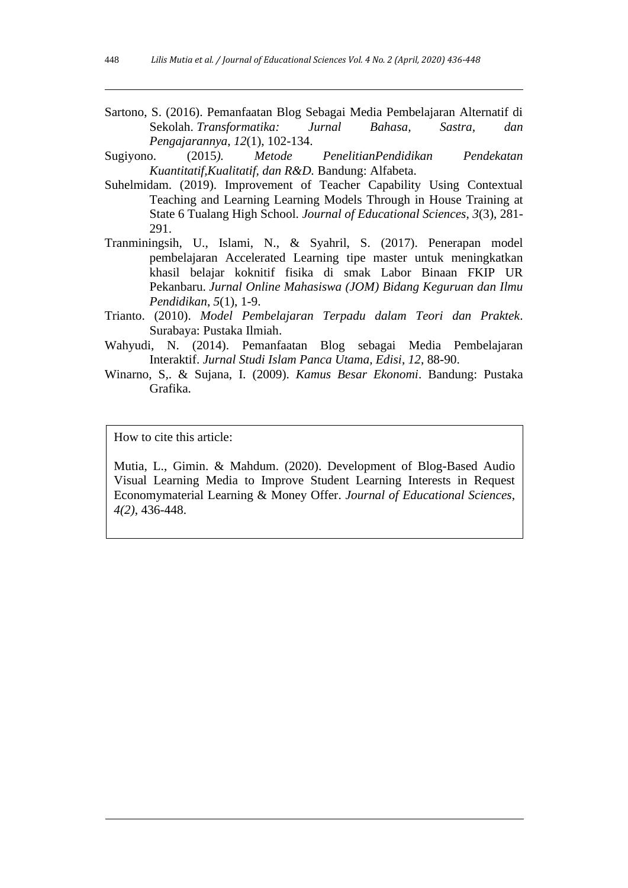Sartono, S. (2016). Pemanfaatan Blog Sebagai Media Pembelajaran Alternatif di Sekolah. *Transformatika: Jurnal Bahasa, Sastra, dan Pengajarannya*, *12*(1), 102-134.

Sugiyono. (2015*). Metode PenelitianPendidikan Pendekatan Kuantitatif,Kualitatif, dan R&D.* Bandung: Alfabeta.

Suhelmidam. (2019). Improvement of Teacher Capability Using Contextual Teaching and Learning Learning Models Through in House Training at State 6 Tualang High School. *Journal of Educational Sciences*, *3*(3), 281-291.

Tranminingsih, U., Islami, N., & Syahril, S. (2017). Penerapan model pembelajaran Accelerated Learning tipe master untuk meningkatkan khasil belajar koknitif fisika di smak Labor Binaan FKIP UR Pekanbaru. *Jurnal Online Mahasiswa (JOM) Bidang Keguruan dan Ilmu Pendidikan*, *5*(1), 1-9.

Trianto. (2010). *Model Pembelajaran Terpadu dalam Teori dan Praktek*. Surabaya: Pustaka Ilmiah.

Wahyudi, N. (2014). Pemanfaatan Blog sebagai Media Pembelajaran Interaktif. *Jurnal Studi Islam Panca Utama*, *Edisi*, *12*, 88-90.

Winarno, S,. & Sujana, I. (2009). *Kamus Besar Ekonomi*. Bandung: Pustaka Grafika.

How to cite this article:

Mutia, L., Gimin. & Mahdum. (2020). Development of Blog-Based Audio Visual Learning Media to Improve Student Learning Interests in Request Economymaterial Learning & Money Offer. *Journal of Educational Sciences*, *4(2)*, 436-448.